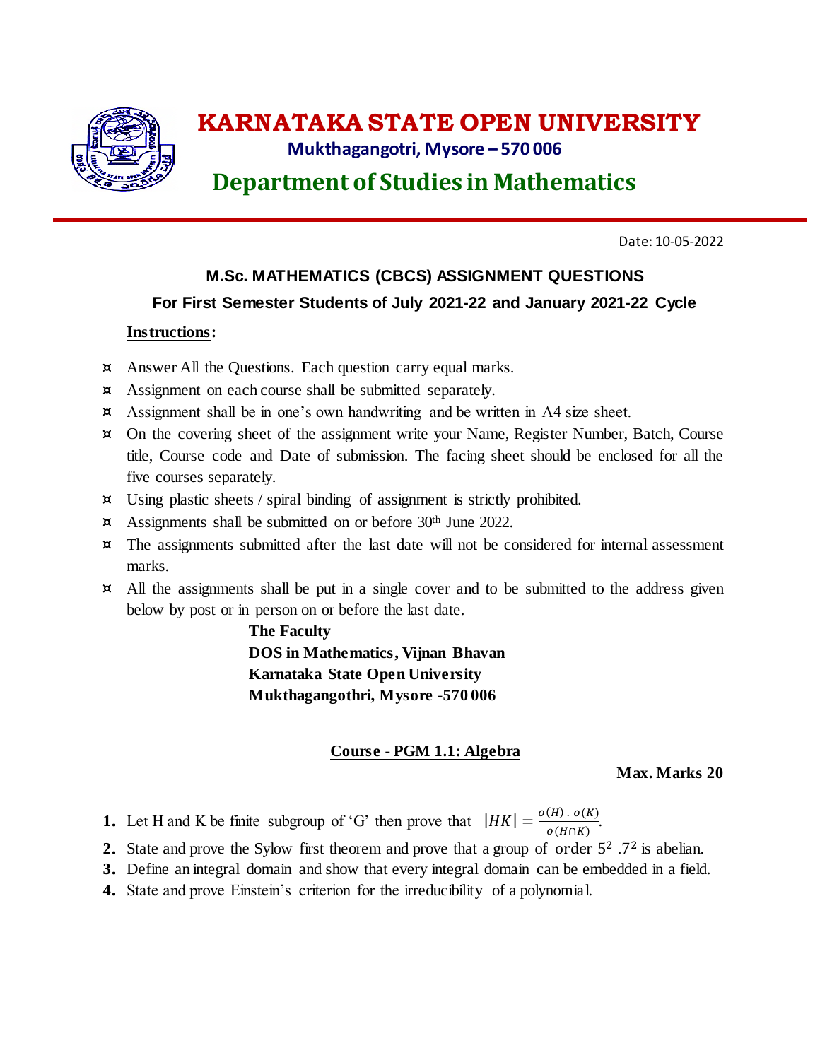# KARNATAKA STATE OPEN UNIVERSITY

**Mukthagangotri, Mysore – 570 006**

## Department of Studies in Mathematics

Date: 10-05-2022

### M.Sc. MATHEMATICS (CBCS) ASSIGNMENT QUESTIONS

### For First Semester Students of July 2021-22 and January 2021-22 Cycle

**Instructions:**

- Answer All the Questions. Each question carry equal marks.
- Assignment on each course shall be submitted separately.
- Assignment shall be in one's own handwriting and be written in A4 size sheet.
- On the covering sheet of the assignment write your Name, Register Number, Batch, Course title, Course code and Date of submission. The facing sheet should be enclosed for all the five courses separately.
- Using plastic sheets / spiral binding of assignment is strictly prohibited.
- Assignments shall be submitted on or before 30th June 2022.
- The assignments submitted after the last date will not be considered for internal assessment marks.
- All the assignments shall be put in a single cover and to be submitted to the address given below by post or in person on or before the last date.

  **The Faculty**
  **DOS in Mathematics, Vijnan Bhavan**
  **Karnataka State Open University**
  **Mukthagangothri, Mysore -570 006**

### Course - PGM 1.1: Algebra

**Max. Marks 20**

1. Let H and K be finite subgroup of 'G' then prove that $|HK| = \frac{o(H) \cdot o(K)}{o(H \cap K)}$.
2. State and prove the Sylow first theorem and prove that a group of order $5^2 \cdot 7^2$ is abelian.
3. Define an integral domain and show that every integral domain can be embedded in a field.
4. State and prove Einstein's criterion for the irreducibility of a polynomial.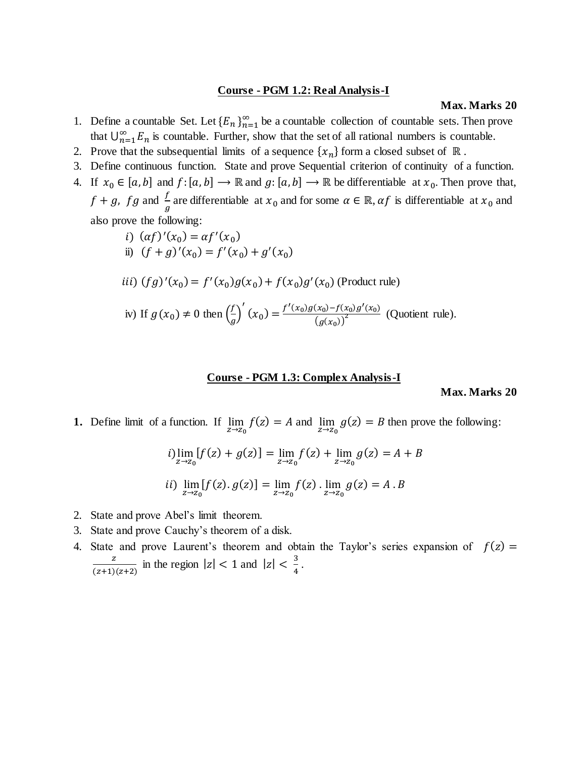## Course - PGM 1.2: Real Analysis-I

**Max. Marks 20**

1. Define a countable Set. Let $\{E_n\}_{n=1}^{\infty}$ be a countable collection of countable sets. Then prove that $\bigcup_{n=1}^{\infty} E_n$ is countable. Further, show that the set of all rational numbers is countable.
2. Prove that the subsequential limits of a sequence $\{x_n\}$ form a closed subset of $\mathbb{R}$ .
3. Define continuous function. State and prove Sequential criterion of continuity of a function.
4. If $x_0 \in [a,b]$ and $f: [a,b] \longrightarrow \mathbb{R}$ and $g: [a,b] \longrightarrow \mathbb{R}$ be differentiable at $x_0$. Then prove that, $f+g$, $fg$ and $\frac{f}{g}$ are differentiable at $x_0$ and for some $\alpha \in \mathbb{R}$, $\alpha f$ is differentiable at $x_0$ and also prove the following:

   *i)* $(\alpha f)'(x_0) = \alpha f'(x_0)$

   ii) $(f+g)'(x_0) = f'(x_0) + g'(x_0)$

   *iii)* $(fg)'(x_0) = f'(x_0)g(x_0) + f(x_0)g'(x_0)$ (Product rule)

   iv) If $g(x_0) \neq 0$ then $\left(\frac{f}{g}\right)'(x_0) = \frac{f'(x_0)g(x_0) - f(x_0)g'(x_0)}{\left(g(x_0)\right)^2}$ (Quotient rule).

## Course - PGM 1.3: Complex Analysis-I

**Max. Marks 20**

**1.** Define limit of a function. If $\lim_{z \to z_0} f(z) = A$ and $\lim_{z \to z_0} g(z) = B$ then prove the following:

$$i) \lim_{z \to z_0} [f(z) + g(z)] = \lim_{z \to z_0} f(z) + \lim_{z \to z_0} g(z) = A + B$$

$$ii) \lim_{z \to z_0} [f(z) . g(z)] = \lim_{z \to z_0} f(z) . \lim_{z \to z_0} g(z) = A . B$$

2. State and prove Abel's limit theorem.
3. State and prove Cauchy's theorem of a disk.
4. State and prove Laurent's theorem and obtain the Taylor's series expansion of $f(z) = \frac{z}{(z+1)(z+2)}$ in the region $|z| < 1$ and $|z| < \frac{3}{4}$ .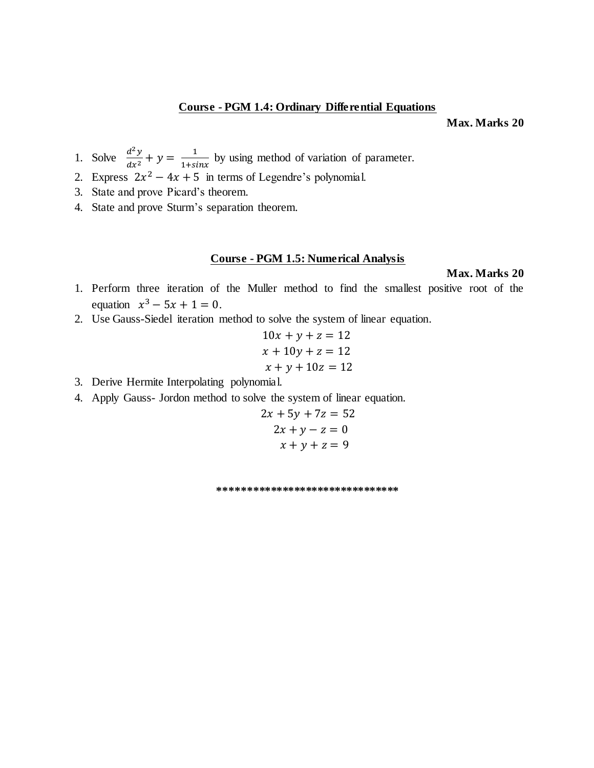## Course - PGM 1.4: Ordinary Differential Equations

**Max. Marks 20**

1. Solve $\frac{d^2y}{dx^2} + y = \frac{1}{1+sinx}$ by using method of variation of parameter.
2. Express $2x^2 - 4x + 5$ in terms of Legendre's polynomial.
3. State and prove Picard's theorem.
4. State and prove Sturm's separation theorem.

## Course - PGM 1.5: Numerical Analysis

**Max. Marks 20**

1. Perform three iteration of the Muller method to find the smallest positive root of the equation $x^3 - 5x + 1 = 0$.
2. Use Gauss-Siedel iteration method to solve the system of linear equation.

$$10x + y + z = 12$$
$$x + 10y + z = 12$$
$$x + y + 10z = 12$$

3. Derive Hermite Interpolating polynomial.
4. Apply Gauss- Jordon method to solve the system of linear equation.

$$2x + 5y + 7z = 52$$
$$2x + y - z = 0$$
$$x + y + z = 9$$

******************************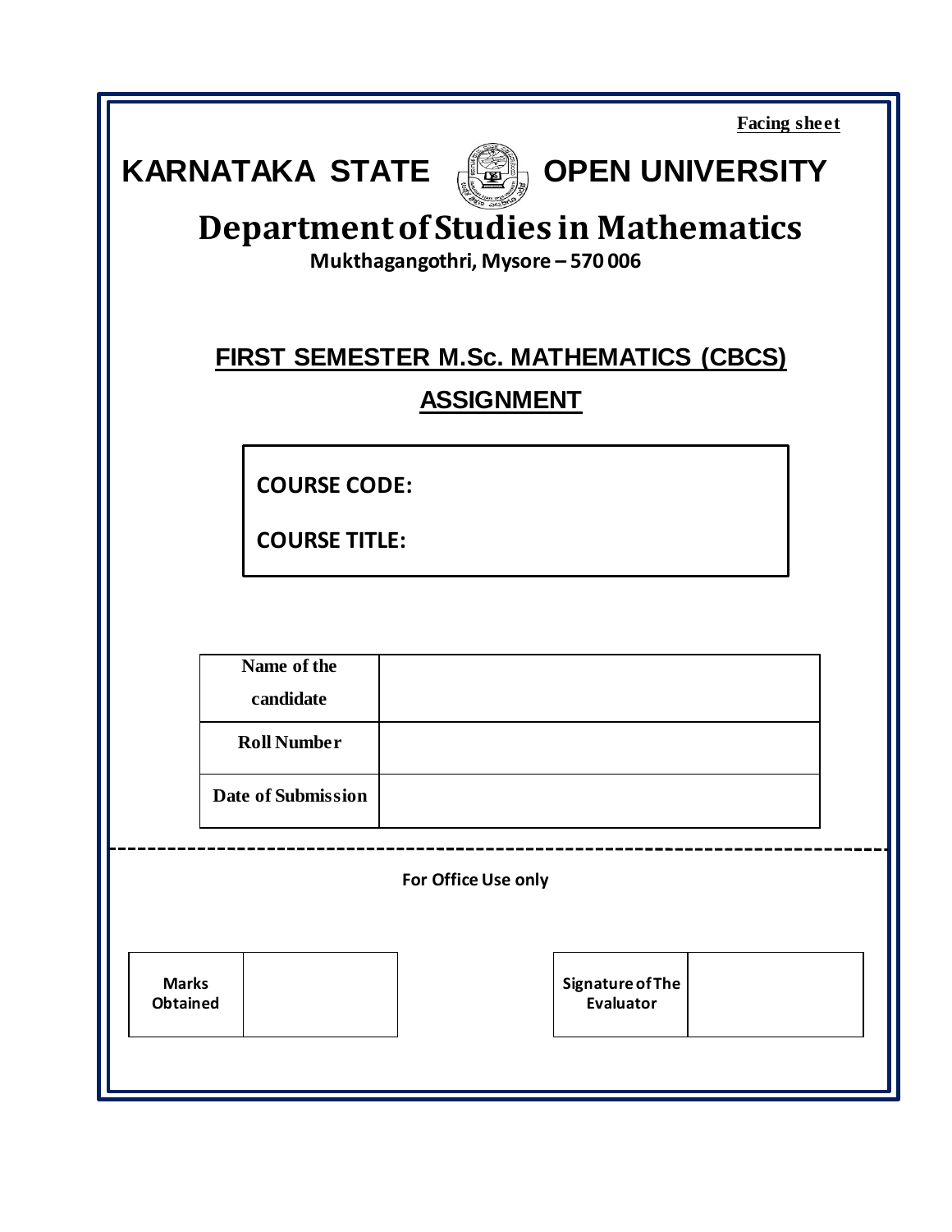**Facing sheet**

# KARNATAKA STATE OPEN UNIVERSITY

## Department of Studies in Mathematics

**Mukthagangothri, Mysore – 570 006**

### FIRST SEMESTER M.Sc. MATHEMATICS (CBCS)

### ASSIGNMENT

**COURSE CODE:**

**COURSE TITLE:**

| | |
|---|---|
| **Name of the candidate** | |
| **Roll Number** | |
| **Date of Submission** | |

---

**For Office Use only**

| | |
|---|---|
| **Marks Obtained** | |

| | |
|---|---|
| **Signature of The Evaluator** | |